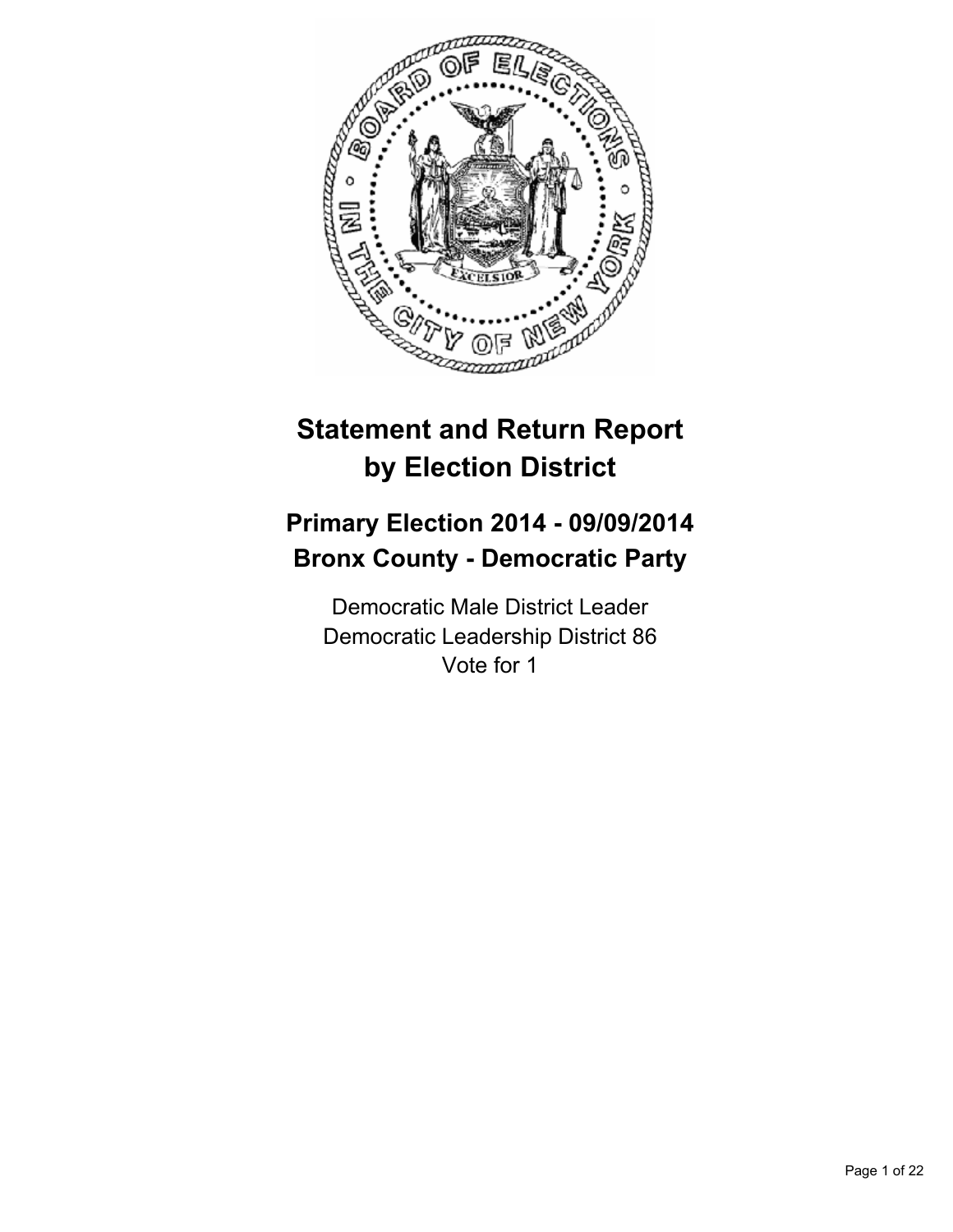# Statement and Return Report by Election District

## Primary Election 2014 - 09/09/2014
## Bronx County - Democratic Party

Democratic Male District Leader
Democratic Leadership District 86
Vote for 1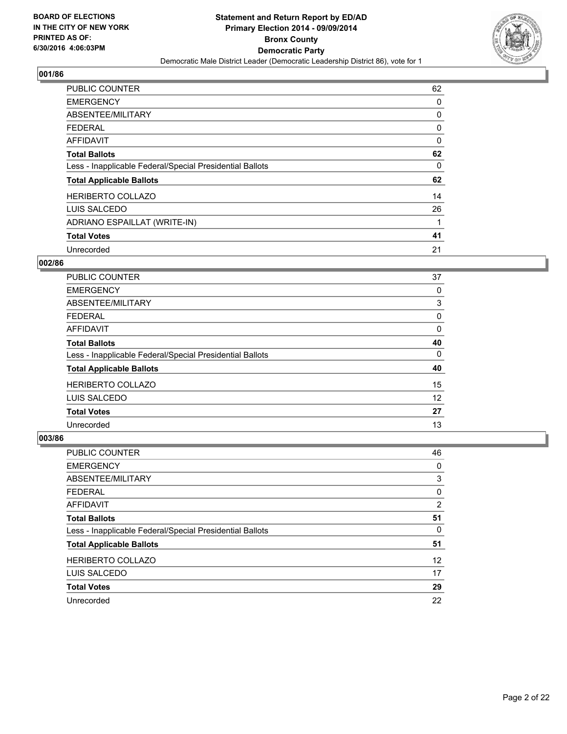**BOARD OF ELECTIONS IN THE CITY OF NEW YORK PRINTED AS OF: 6/30/2016 4:06:03PM**

**Statement and Return Report by ED/AD**
**Primary Election 2014 - 09/09/2014**
**Bronx County**
**Democratic Party**
Democratic Male District Leader (Democratic Leadership District 86), vote for 1

### 001/86

| | |
|---|---|
| PUBLIC COUNTER | 62 |
| EMERGENCY | 0 |
| ABSENTEE/MILITARY | 0 |
| FEDERAL | 0 |
| AFFIDAVIT | 0 |
| **Total Ballots** | **62** |
| Less - Inapplicable Federal/Special Presidential Ballots | 0 |
| **Total Applicable Ballots** | **62** |
| HERIBERTO COLLAZO | 14 |
| LUIS SALCEDO | 26 |
| ADRIANO ESPAILLAT (WRITE-IN) | 1 |
| **Total Votes** | **41** |
| Unrecorded | 21 |

### 002/86

| | |
|---|---|
| PUBLIC COUNTER | 37 |
| EMERGENCY | 0 |
| ABSENTEE/MILITARY | 3 |
| FEDERAL | 0 |
| AFFIDAVIT | 0 |
| **Total Ballots** | **40** |
| Less - Inapplicable Federal/Special Presidential Ballots | 0 |
| **Total Applicable Ballots** | **40** |
| HERIBERTO COLLAZO | 15 |
| LUIS SALCEDO | 12 |
| **Total Votes** | **27** |
| Unrecorded | 13 |

### 003/86

| | |
|---|---|
| PUBLIC COUNTER | 46 |
| EMERGENCY | 0 |
| ABSENTEE/MILITARY | 3 |
| FEDERAL | 0 |
| AFFIDAVIT | 2 |
| **Total Ballots** | **51** |
| Less - Inapplicable Federal/Special Presidential Ballots | 0 |
| **Total Applicable Ballots** | **51** |
| HERIBERTO COLLAZO | 12 |
| LUIS SALCEDO | 17 |
| **Total Votes** | **29** |
| Unrecorded | 22 |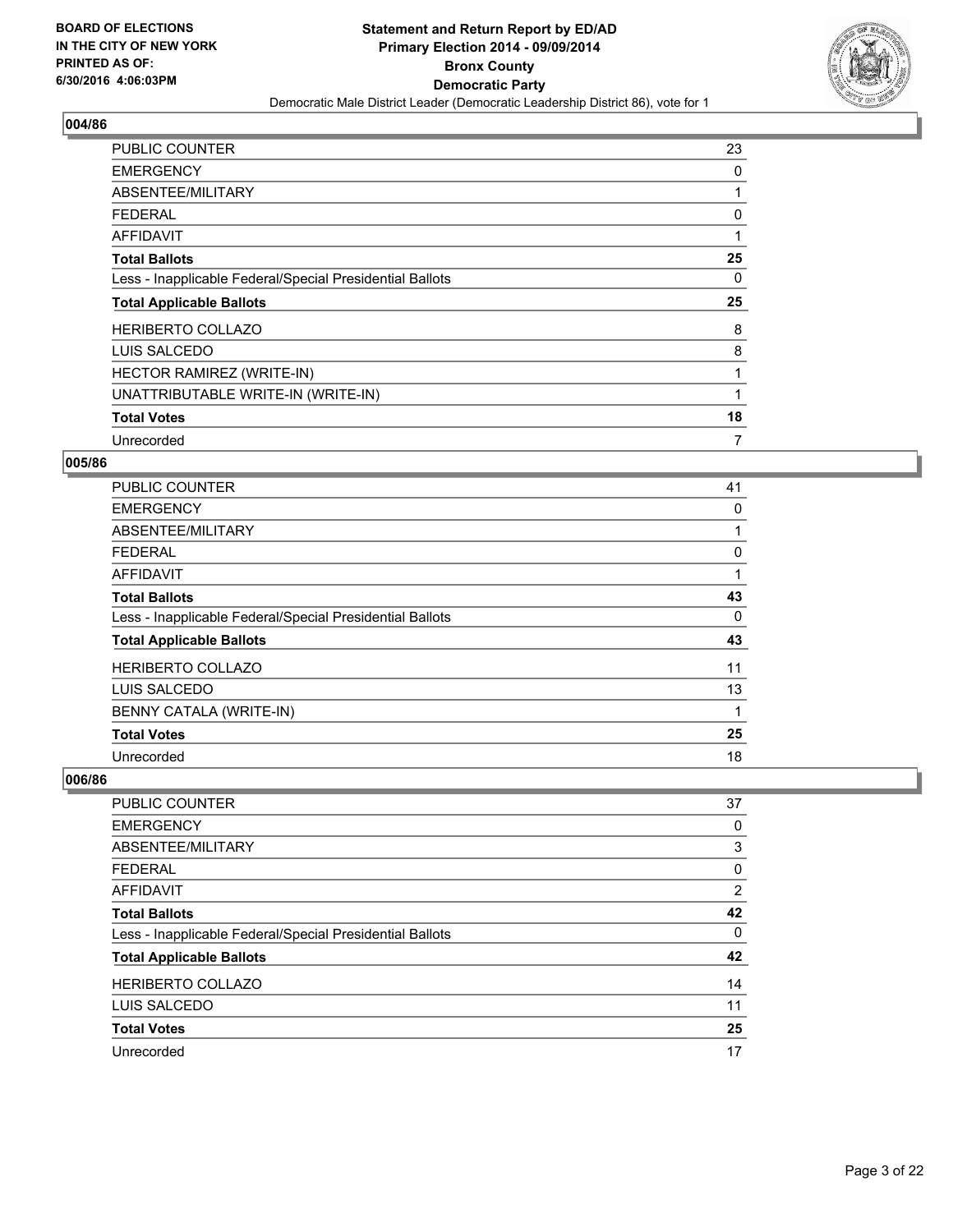**BOARD OF ELECTIONS IN THE CITY OF NEW YORK PRINTED AS OF: 6/30/2016 4:06:03PM**

# Statement and Return Report by ED/AD
## Primary Election 2014 - 09/09/2014
## Bronx County
## Democratic Party
### Democratic Male District Leader (Democratic Leadership District 86), vote for 1

### 004/86

| | |
|---|---|
| PUBLIC COUNTER | 23 |
| EMERGENCY | 0 |
| ABSENTEE/MILITARY | 1 |
| FEDERAL | 0 |
| AFFIDAVIT | 1 |
| **Total Ballots** | **25** |
| Less - Inapplicable Federal/Special Presidential Ballots | 0 |
| **Total Applicable Ballots** | **25** |
| HERIBERTO COLLAZO | 8 |
| LUIS SALCEDO | 8 |
| HECTOR RAMIREZ (WRITE-IN) | 1 |
| UNATTRIBUTABLE WRITE-IN (WRITE-IN) | 1 |
| **Total Votes** | **18** |
| Unrecorded | 7 |

### 005/86

| | |
|---|---|
| PUBLIC COUNTER | 41 |
| EMERGENCY | 0 |
| ABSENTEE/MILITARY | 1 |
| FEDERAL | 0 |
| AFFIDAVIT | 1 |
| **Total Ballots** | **43** |
| Less - Inapplicable Federal/Special Presidential Ballots | 0 |
| **Total Applicable Ballots** | **43** |
| HERIBERTO COLLAZO | 11 |
| LUIS SALCEDO | 13 |
| BENNY CATALA (WRITE-IN) | 1 |
| **Total Votes** | **25** |
| Unrecorded | 18 |

### 006/86

| | |
|---|---|
| PUBLIC COUNTER | 37 |
| EMERGENCY | 0 |
| ABSENTEE/MILITARY | 3 |
| FEDERAL | 0 |
| AFFIDAVIT | 2 |
| **Total Ballots** | **42** |
| Less - Inapplicable Federal/Special Presidential Ballots | 0 |
| **Total Applicable Ballots** | **42** |
| HERIBERTO COLLAZO | 14 |
| LUIS SALCEDO | 11 |
| **Total Votes** | **25** |
| Unrecorded | 17 |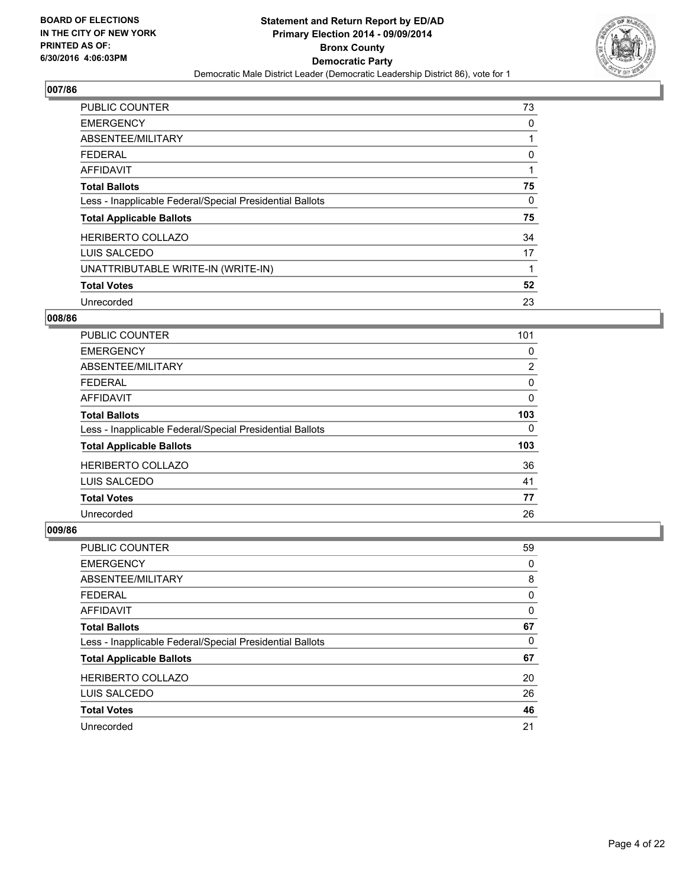BOARD OF ELECTIONS
IN THE CITY OF NEW YORK
PRINTED AS OF:
6/30/2016 4:06:03PM

**Statement and Return Report by ED/AD**
**Primary Election 2014 - 09/09/2014**
**Bronx County**
**Democratic Party**
Democratic Male District Leader (Democratic Leadership District 86), vote for 1

## 007/86

| | |
|---|---|
| PUBLIC COUNTER | 73 |
| EMERGENCY | 0 |
| ABSENTEE/MILITARY | 1 |
| FEDERAL | 0 |
| AFFIDAVIT | 1 |
| **Total Ballots** | **75** |
| Less - Inapplicable Federal/Special Presidential Ballots | 0 |
| **Total Applicable Ballots** | **75** |
| HERIBERTO COLLAZO | 34 |
| LUIS SALCEDO | 17 |
| UNATTRIBUTABLE WRITE-IN (WRITE-IN) | 1 |
| **Total Votes** | **52** |
| Unrecorded | 23 |

## 008/86

| | |
|---|---|
| PUBLIC COUNTER | 101 |
| EMERGENCY | 0 |
| ABSENTEE/MILITARY | 2 |
| FEDERAL | 0 |
| AFFIDAVIT | 0 |
| **Total Ballots** | **103** |
| Less - Inapplicable Federal/Special Presidential Ballots | 0 |
| **Total Applicable Ballots** | **103** |
| HERIBERTO COLLAZO | 36 |
| LUIS SALCEDO | 41 |
| **Total Votes** | **77** |
| Unrecorded | 26 |

## 009/86

| | |
|---|---|
| PUBLIC COUNTER | 59 |
| EMERGENCY | 0 |
| ABSENTEE/MILITARY | 8 |
| FEDERAL | 0 |
| AFFIDAVIT | 0 |
| **Total Ballots** | **67** |
| Less - Inapplicable Federal/Special Presidential Ballots | 0 |
| **Total Applicable Ballots** | **67** |
| HERIBERTO COLLAZO | 20 |
| LUIS SALCEDO | 26 |
| **Total Votes** | **46** |
| Unrecorded | 21 |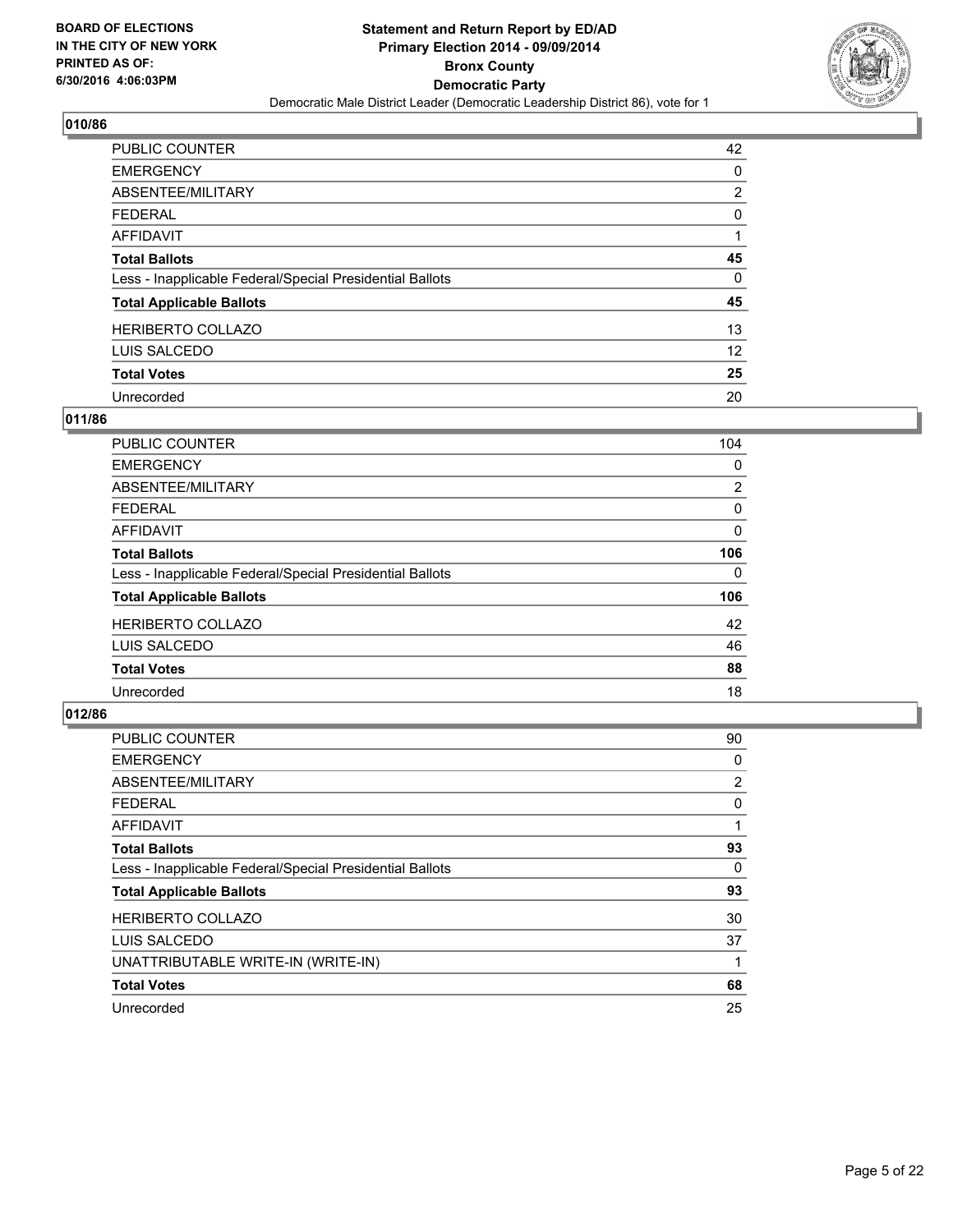## 010/86

| | |
|---|---|
| PUBLIC COUNTER | 42 |
| EMERGENCY | 0 |
| ABSENTEE/MILITARY | 2 |
| FEDERAL | 0 |
| AFFIDAVIT | 1 |
| **Total Ballots** | **45** |
| Less - Inapplicable Federal/Special Presidential Ballots | 0 |
| **Total Applicable Ballots** | **45** |
| HERIBERTO COLLAZO | 13 |
| LUIS SALCEDO | 12 |
| **Total Votes** | **25** |
| Unrecorded | 20 |

## 011/86

| | |
|---|---|
| PUBLIC COUNTER | 104 |
| EMERGENCY | 0 |
| ABSENTEE/MILITARY | 2 |
| FEDERAL | 0 |
| AFFIDAVIT | 0 |
| **Total Ballots** | **106** |
| Less - Inapplicable Federal/Special Presidential Ballots | 0 |
| **Total Applicable Ballots** | **106** |
| HERIBERTO COLLAZO | 42 |
| LUIS SALCEDO | 46 |
| **Total Votes** | **88** |
| Unrecorded | 18 |

## 012/86

| | |
|---|---|
| PUBLIC COUNTER | 90 |
| EMERGENCY | 0 |
| ABSENTEE/MILITARY | 2 |
| FEDERAL | 0 |
| AFFIDAVIT | 1 |
| **Total Ballots** | **93** |
| Less - Inapplicable Federal/Special Presidential Ballots | 0 |
| **Total Applicable Ballots** | **93** |
| HERIBERTO COLLAZO | 30 |
| LUIS SALCEDO | 37 |
| UNATTRIBUTABLE WRITE-IN (WRITE-IN) | 1 |
| **Total Votes** | **68** |
| Unrecorded | 25 |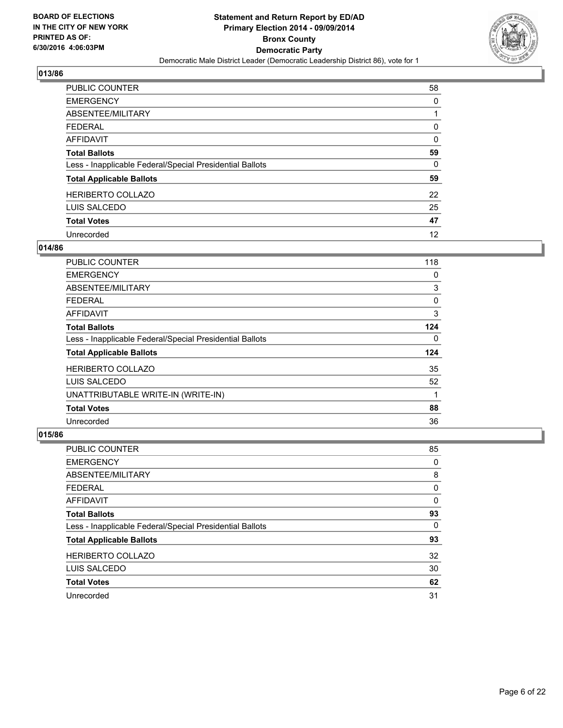**Statement and Return Report by ED/AD**
**Primary Election 2014 - 09/09/2014**
**Bronx County**
**Democratic Party**
Democratic Male District Leader (Democratic Leadership District 86), vote for 1

BOARD OF ELECTIONS
IN THE CITY OF NEW YORK
PRINTED AS OF:
6/30/2016 4:06:03PM

## 013/86

| | |
|---|---|
| PUBLIC COUNTER | 58 |
| EMERGENCY | 0 |
| ABSENTEE/MILITARY | 1 |
| FEDERAL | 0 |
| AFFIDAVIT | 0 |
| **Total Ballots** | **59** |
| Less - Inapplicable Federal/Special Presidential Ballots | 0 |
| **Total Applicable Ballots** | **59** |
| HERIBERTO COLLAZO | 22 |
| LUIS SALCEDO | 25 |
| **Total Votes** | **47** |
| Unrecorded | 12 |

## 014/86

| | |
|---|---|
| PUBLIC COUNTER | 118 |
| EMERGENCY | 0 |
| ABSENTEE/MILITARY | 3 |
| FEDERAL | 0 |
| AFFIDAVIT | 3 |
| **Total Ballots** | **124** |
| Less - Inapplicable Federal/Special Presidential Ballots | 0 |
| **Total Applicable Ballots** | **124** |
| HERIBERTO COLLAZO | 35 |
| LUIS SALCEDO | 52 |
| UNATTRIBUTABLE WRITE-IN (WRITE-IN) | 1 |
| **Total Votes** | **88** |
| Unrecorded | 36 |

## 015/86

| | |
|---|---|
| PUBLIC COUNTER | 85 |
| EMERGENCY | 0 |
| ABSENTEE/MILITARY | 8 |
| FEDERAL | 0 |
| AFFIDAVIT | 0 |
| **Total Ballots** | **93** |
| Less - Inapplicable Federal/Special Presidential Ballots | 0 |
| **Total Applicable Ballots** | **93** |
| HERIBERTO COLLAZO | 32 |
| LUIS SALCEDO | 30 |
| **Total Votes** | **62** |
| Unrecorded | 31 |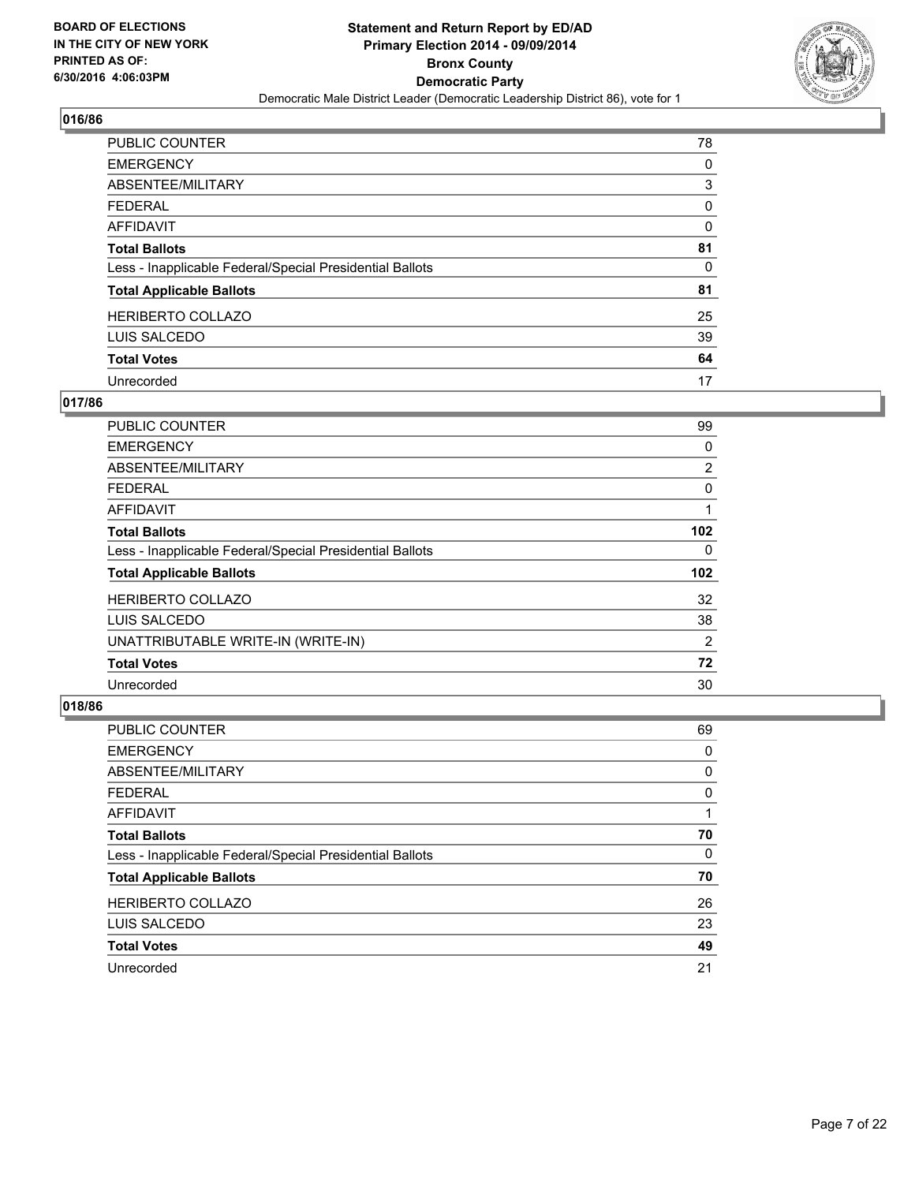## 016/86

| | |
|---|---|
| PUBLIC COUNTER | 78 |
| EMERGENCY | 0 |
| ABSENTEE/MILITARY | 3 |
| FEDERAL | 0 |
| AFFIDAVIT | 0 |
| **Total Ballots** | **81** |
| Less - Inapplicable Federal/Special Presidential Ballots | 0 |
| **Total Applicable Ballots** | **81** |
| HERIBERTO COLLAZO | 25 |
| LUIS SALCEDO | 39 |
| **Total Votes** | **64** |
| Unrecorded | 17 |

## 017/86

| | |
|---|---|
| PUBLIC COUNTER | 99 |
| EMERGENCY | 0 |
| ABSENTEE/MILITARY | 2 |
| FEDERAL | 0 |
| AFFIDAVIT | 1 |
| **Total Ballots** | **102** |
| Less - Inapplicable Federal/Special Presidential Ballots | 0 |
| **Total Applicable Ballots** | **102** |
| HERIBERTO COLLAZO | 32 |
| LUIS SALCEDO | 38 |
| UNATTRIBUTABLE WRITE-IN (WRITE-IN) | 2 |
| **Total Votes** | **72** |
| Unrecorded | 30 |

## 018/86

| | |
|---|---|
| PUBLIC COUNTER | 69 |
| EMERGENCY | 0 |
| ABSENTEE/MILITARY | 0 |
| FEDERAL | 0 |
| AFFIDAVIT | 1 |
| **Total Ballots** | **70** |
| Less - Inapplicable Federal/Special Presidential Ballots | 0 |
| **Total Applicable Ballots** | **70** |
| HERIBERTO COLLAZO | 26 |
| LUIS SALCEDO | 23 |
| **Total Votes** | **49** |
| Unrecorded | 21 |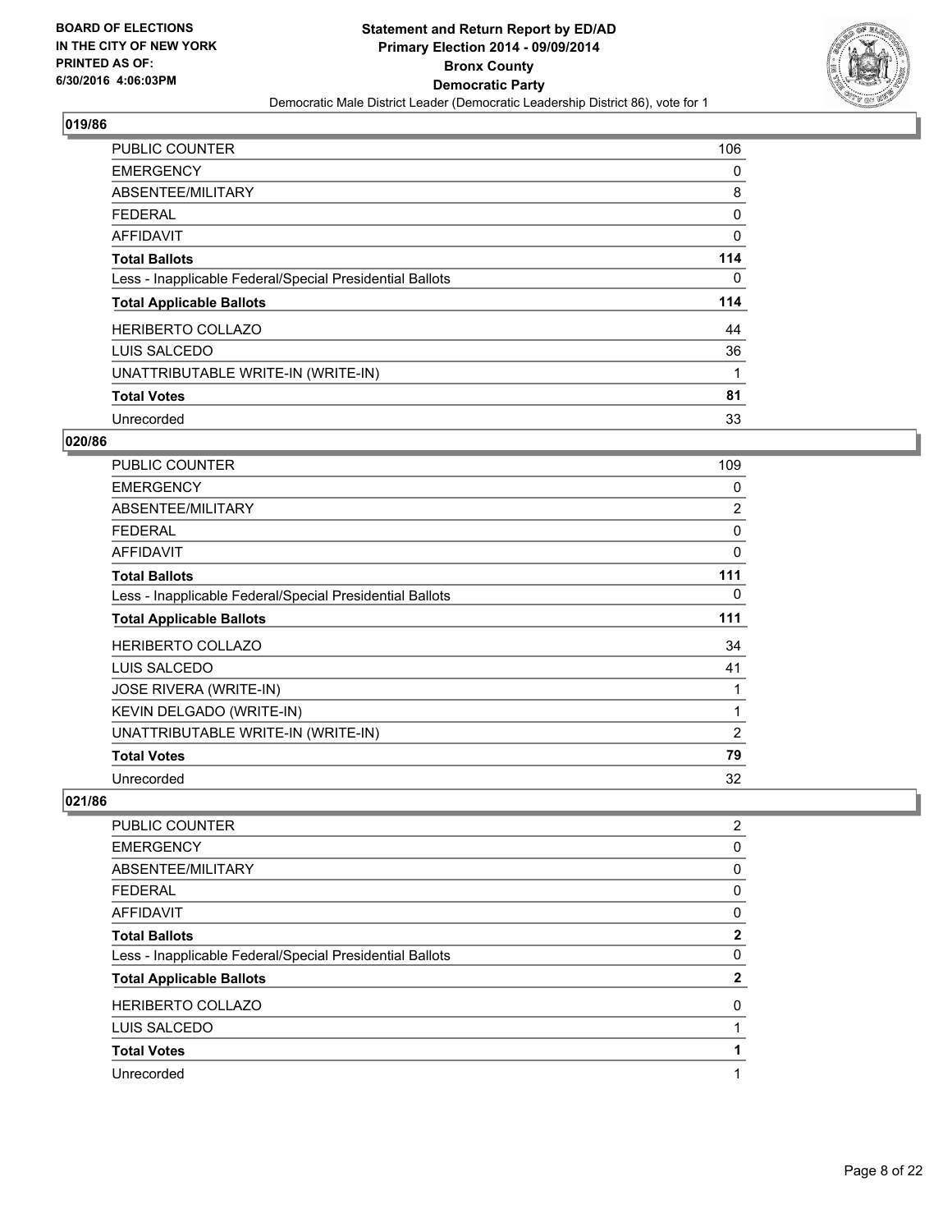**BOARD OF ELECTIONS IN THE CITY OF NEW YORK PRINTED AS OF: 6/30/2016 4:06:03PM**

# Statement and Return Report by ED/AD
## Primary Election 2014 - 09/09/2014
## Bronx County
## Democratic Party
### Democratic Male District Leader (Democratic Leadership District 86), vote for 1

### 019/86

| | |
|---|---|
| PUBLIC COUNTER | 106 |
| EMERGENCY | 0 |
| ABSENTEE/MILITARY | 8 |
| FEDERAL | 0 |
| AFFIDAVIT | 0 |
| **Total Ballots** | **114** |
| Less - Inapplicable Federal/Special Presidential Ballots | 0 |
| **Total Applicable Ballots** | **114** |
| HERIBERTO COLLAZO | 44 |
| LUIS SALCEDO | 36 |
| UNATTRIBUTABLE WRITE-IN (WRITE-IN) | 1 |
| **Total Votes** | **81** |
| Unrecorded | 33 |

### 020/86

| | |
|---|---|
| PUBLIC COUNTER | 109 |
| EMERGENCY | 0 |
| ABSENTEE/MILITARY | 2 |
| FEDERAL | 0 |
| AFFIDAVIT | 0 |
| **Total Ballots** | **111** |
| Less - Inapplicable Federal/Special Presidential Ballots | 0 |
| **Total Applicable Ballots** | **111** |
| HERIBERTO COLLAZO | 34 |
| LUIS SALCEDO | 41 |
| JOSE RIVERA (WRITE-IN) | 1 |
| KEVIN DELGADO (WRITE-IN) | 1 |
| UNATTRIBUTABLE WRITE-IN (WRITE-IN) | 2 |
| **Total Votes** | **79** |
| Unrecorded | 32 |

### 021/86

| | |
|---|---|
| PUBLIC COUNTER | 2 |
| EMERGENCY | 0 |
| ABSENTEE/MILITARY | 0 |
| FEDERAL | 0 |
| AFFIDAVIT | 0 |
| **Total Ballots** | **2** |
| Less - Inapplicable Federal/Special Presidential Ballots | 0 |
| **Total Applicable Ballots** | **2** |
| HERIBERTO COLLAZO | 0 |
| LUIS SALCEDO | 1 |
| **Total Votes** | **1** |
| Unrecorded | 1 |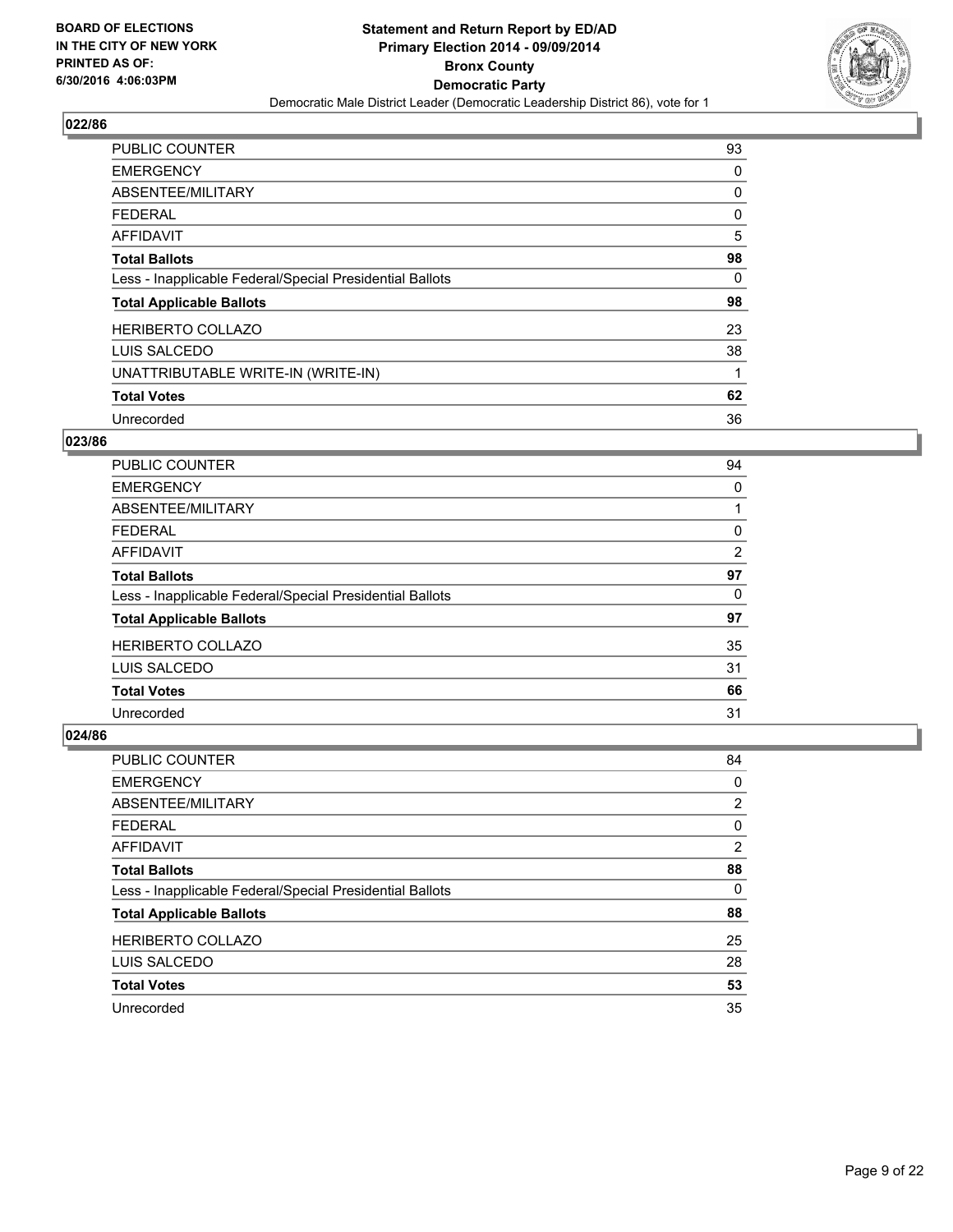BOARD OF ELECTIONS
IN THE CITY OF NEW YORK
PRINTED AS OF:
6/30/2016 4:06:03PM

**Statement and Return Report by ED/AD**
**Primary Election 2014 - 09/09/2014**
**Bronx County**
**Democratic Party**
Democratic Male District Leader (Democratic Leadership District 86), vote for 1

## 022/86

| | |
|---|---|
| PUBLIC COUNTER | 93 |
| EMERGENCY | 0 |
| ABSENTEE/MILITARY | 0 |
| FEDERAL | 0 |
| AFFIDAVIT | 5 |
| **Total Ballots** | **98** |
| Less - Inapplicable Federal/Special Presidential Ballots | 0 |
| **Total Applicable Ballots** | **98** |
| HERIBERTO COLLAZO | 23 |
| LUIS SALCEDO | 38 |
| UNATTRIBUTABLE WRITE-IN (WRITE-IN) | 1 |
| **Total Votes** | **62** |
| Unrecorded | 36 |

## 023/86

| | |
|---|---|
| PUBLIC COUNTER | 94 |
| EMERGENCY | 0 |
| ABSENTEE/MILITARY | 1 |
| FEDERAL | 0 |
| AFFIDAVIT | 2 |
| **Total Ballots** | **97** |
| Less - Inapplicable Federal/Special Presidential Ballots | 0 |
| **Total Applicable Ballots** | **97** |
| HERIBERTO COLLAZO | 35 |
| LUIS SALCEDO | 31 |
| **Total Votes** | **66** |
| Unrecorded | 31 |

## 024/86

| | |
|---|---|
| PUBLIC COUNTER | 84 |
| EMERGENCY | 0 |
| ABSENTEE/MILITARY | 2 |
| FEDERAL | 0 |
| AFFIDAVIT | 2 |
| **Total Ballots** | **88** |
| Less - Inapplicable Federal/Special Presidential Ballots | 0 |
| **Total Applicable Ballots** | **88** |
| HERIBERTO COLLAZO | 25 |
| LUIS SALCEDO | 28 |
| **Total Votes** | **53** |
| Unrecorded | 35 |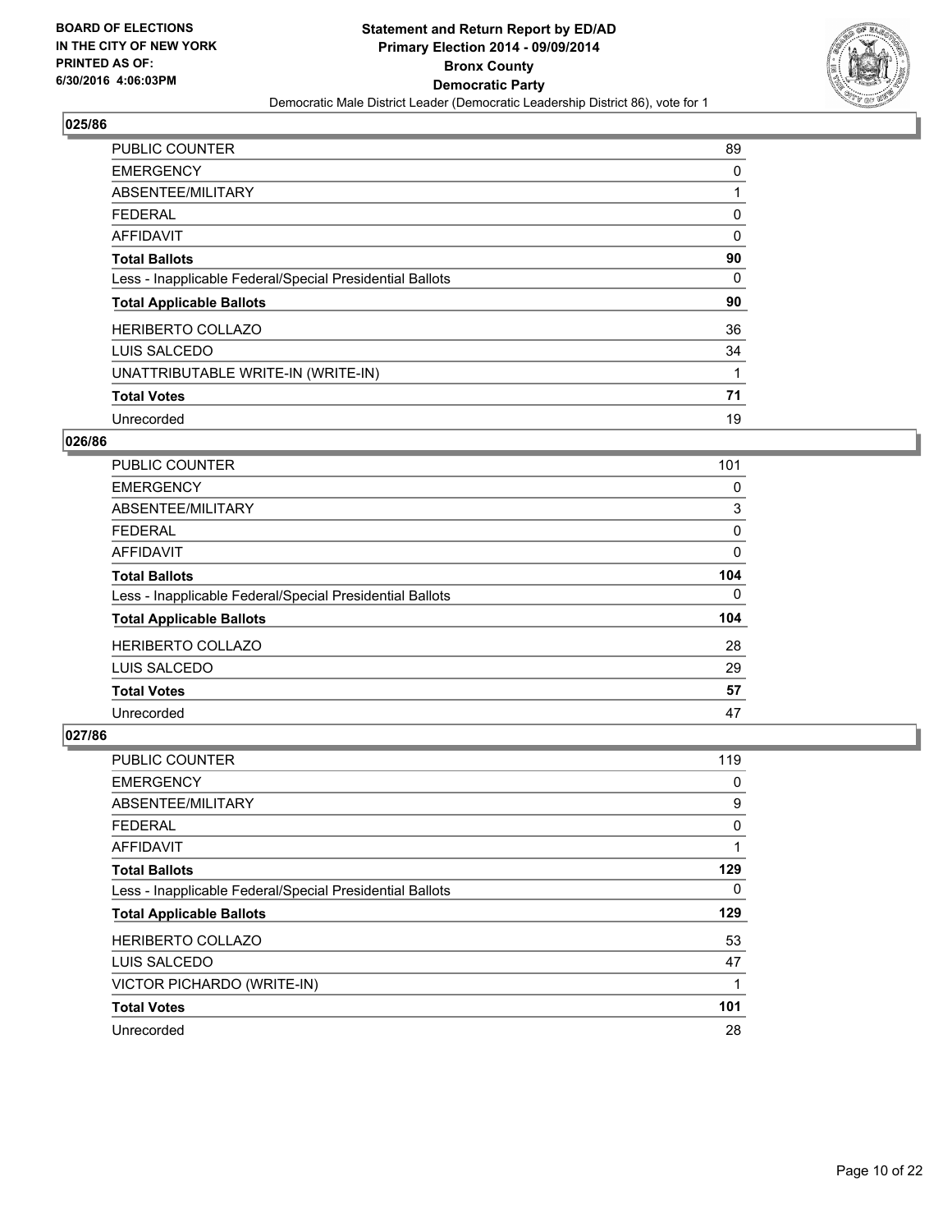BOARD OF ELECTIONS
IN THE CITY OF NEW YORK
PRINTED AS OF:
6/30/2016 4:06:03PM

**Statement and Return Report by ED/AD**
**Primary Election 2014 - 09/09/2014**
**Bronx County**
**Democratic Party**
Democratic Male District Leader (Democratic Leadership District 86), vote for 1

## 025/86

| | |
|---|---|
| PUBLIC COUNTER | 89 |
| EMERGENCY | 0 |
| ABSENTEE/MILITARY | 1 |
| FEDERAL | 0 |
| AFFIDAVIT | 0 |
| **Total Ballots** | **90** |
| Less - Inapplicable Federal/Special Presidential Ballots | 0 |
| **Total Applicable Ballots** | **90** |
| HERIBERTO COLLAZO | 36 |
| LUIS SALCEDO | 34 |
| UNATTRIBUTABLE WRITE-IN (WRITE-IN) | 1 |
| **Total Votes** | **71** |
| Unrecorded | 19 |

## 026/86

| | |
|---|---|
| PUBLIC COUNTER | 101 |
| EMERGENCY | 0 |
| ABSENTEE/MILITARY | 3 |
| FEDERAL | 0 |
| AFFIDAVIT | 0 |
| **Total Ballots** | **104** |
| Less - Inapplicable Federal/Special Presidential Ballots | 0 |
| **Total Applicable Ballots** | **104** |
| HERIBERTO COLLAZO | 28 |
| LUIS SALCEDO | 29 |
| **Total Votes** | **57** |
| Unrecorded | 47 |

## 027/86

| | |
|---|---|
| PUBLIC COUNTER | 119 |
| EMERGENCY | 0 |
| ABSENTEE/MILITARY | 9 |
| FEDERAL | 0 |
| AFFIDAVIT | 1 |
| **Total Ballots** | **129** |
| Less - Inapplicable Federal/Special Presidential Ballots | 0 |
| **Total Applicable Ballots** | **129** |
| HERIBERTO COLLAZO | 53 |
| LUIS SALCEDO | 47 |
| VICTOR PICHARDO (WRITE-IN) | 1 |
| **Total Votes** | **101** |
| Unrecorded | 28 |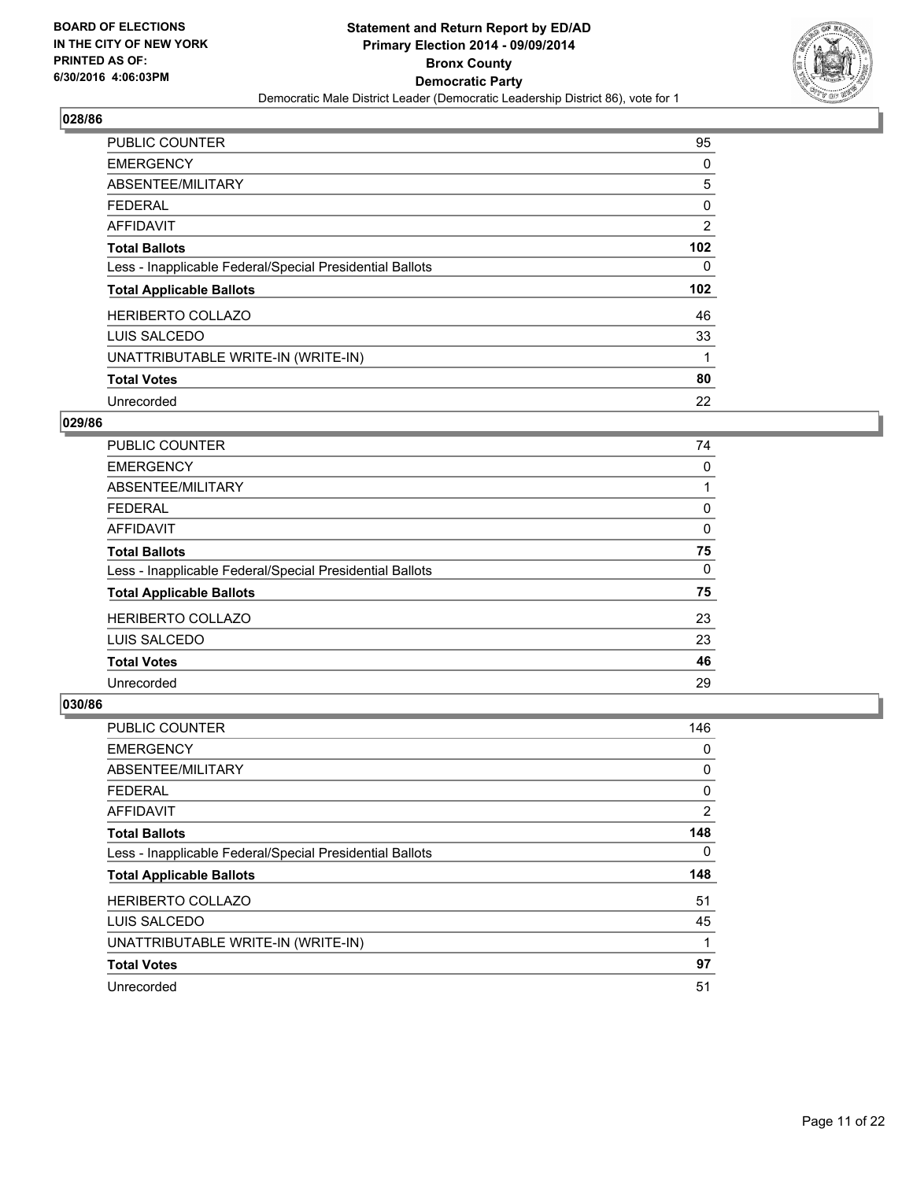**Statement and Return Report by ED/AD**
**Primary Election 2014 - 09/09/2014**
**Bronx County**
**Democratic Party**
Democratic Male District Leader (Democratic Leadership District 86), vote for 1

BOARD OF ELECTIONS
IN THE CITY OF NEW YORK
PRINTED AS OF:
6/30/2016 4:06:03PM

## 028/86

| | |
|---|---|
| PUBLIC COUNTER | 95 |
| EMERGENCY | 0 |
| ABSENTEE/MILITARY | 5 |
| FEDERAL | 0 |
| AFFIDAVIT | 2 |
| **Total Ballots** | **102** |
| Less - Inapplicable Federal/Special Presidential Ballots | 0 |
| **Total Applicable Ballots** | **102** |
| HERIBERTO COLLAZO | 46 |
| LUIS SALCEDO | 33 |
| UNATTRIBUTABLE WRITE-IN (WRITE-IN) | 1 |
| **Total Votes** | **80** |
| Unrecorded | 22 |

## 029/86

| | |
|---|---|
| PUBLIC COUNTER | 74 |
| EMERGENCY | 0 |
| ABSENTEE/MILITARY | 1 |
| FEDERAL | 0 |
| AFFIDAVIT | 0 |
| **Total Ballots** | **75** |
| Less - Inapplicable Federal/Special Presidential Ballots | 0 |
| **Total Applicable Ballots** | **75** |
| HERIBERTO COLLAZO | 23 |
| LUIS SALCEDO | 23 |
| **Total Votes** | **46** |
| Unrecorded | 29 |

## 030/86

| | |
|---|---|
| PUBLIC COUNTER | 146 |
| EMERGENCY | 0 |
| ABSENTEE/MILITARY | 0 |
| FEDERAL | 0 |
| AFFIDAVIT | 2 |
| **Total Ballots** | **148** |
| Less - Inapplicable Federal/Special Presidential Ballots | 0 |
| **Total Applicable Ballots** | **148** |
| HERIBERTO COLLAZO | 51 |
| LUIS SALCEDO | 45 |
| UNATTRIBUTABLE WRITE-IN (WRITE-IN) | 1 |
| **Total Votes** | **97** |
| Unrecorded | 51 |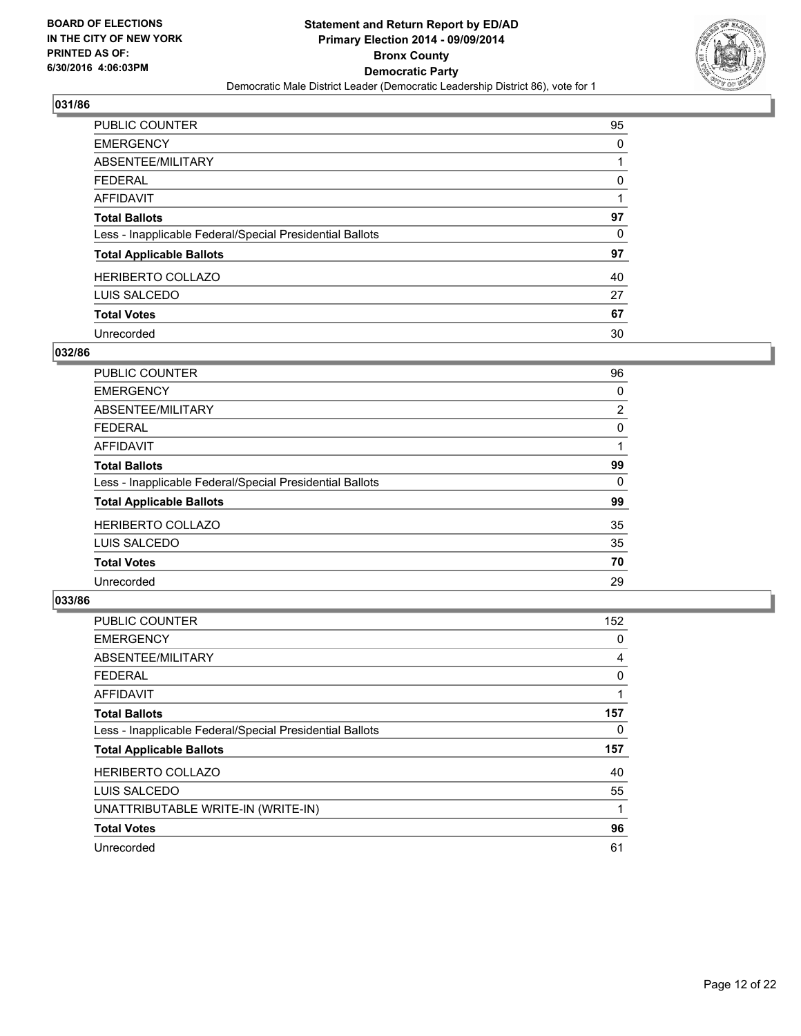BOARD OF ELECTIONS
IN THE CITY OF NEW YORK
PRINTED AS OF:
6/30/2016 4:06:03PM

**Statement and Return Report by ED/AD**
**Primary Election 2014 - 09/09/2014**
**Bronx County**
**Democratic Party**
Democratic Male District Leader (Democratic Leadership District 86), vote for 1

### 031/86

| | |
|---|---|
| PUBLIC COUNTER | 95 |
| EMERGENCY | 0 |
| ABSENTEE/MILITARY | 1 |
| FEDERAL | 0 |
| AFFIDAVIT | 1 |
| **Total Ballots** | **97** |
| Less - Inapplicable Federal/Special Presidential Ballots | 0 |
| **Total Applicable Ballots** | **97** |
| HERIBERTO COLLAZO | 40 |
| LUIS SALCEDO | 27 |
| **Total Votes** | **67** |
| Unrecorded | 30 |

### 032/86

| | |
|---|---|
| PUBLIC COUNTER | 96 |
| EMERGENCY | 0 |
| ABSENTEE/MILITARY | 2 |
| FEDERAL | 0 |
| AFFIDAVIT | 1 |
| **Total Ballots** | **99** |
| Less - Inapplicable Federal/Special Presidential Ballots | 0 |
| **Total Applicable Ballots** | **99** |
| HERIBERTO COLLAZO | 35 |
| LUIS SALCEDO | 35 |
| **Total Votes** | **70** |
| Unrecorded | 29 |

### 033/86

| | |
|---|---|
| PUBLIC COUNTER | 152 |
| EMERGENCY | 0 |
| ABSENTEE/MILITARY | 4 |
| FEDERAL | 0 |
| AFFIDAVIT | 1 |
| **Total Ballots** | **157** |
| Less - Inapplicable Federal/Special Presidential Ballots | 0 |
| **Total Applicable Ballots** | **157** |
| HERIBERTO COLLAZO | 40 |
| LUIS SALCEDO | 55 |
| UNATTRIBUTABLE WRITE-IN (WRITE-IN) | 1 |
| **Total Votes** | **96** |
| Unrecorded | 61 |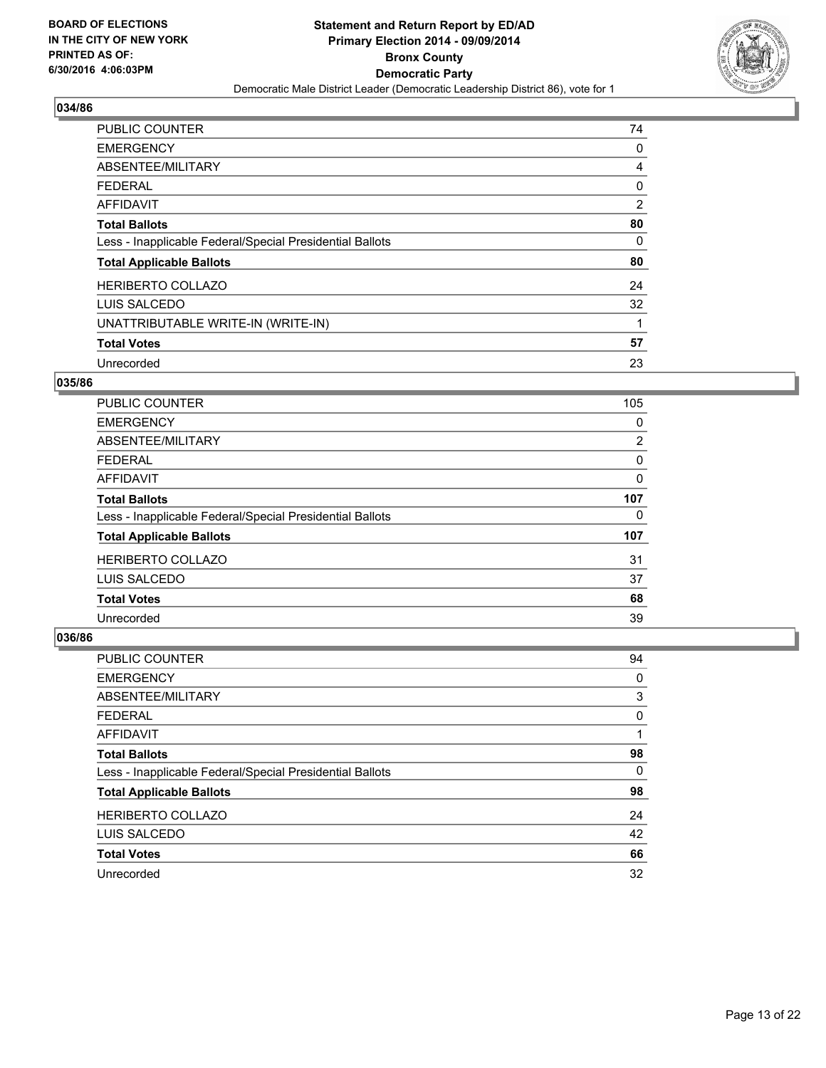**BOARD OF ELECTIONS IN THE CITY OF NEW YORK PRINTED AS OF: 6/30/2016 4:06:03PM**

**Statement and Return Report by ED/AD Primary Election 2014 - 09/09/2014 Bronx County Democratic Party**

Democratic Male District Leader (Democratic Leadership District 86), vote for 1

### 034/86

| | |
|---|---|
| PUBLIC COUNTER | 74 |
| EMERGENCY | 0 |
| ABSENTEE/MILITARY | 4 |
| FEDERAL | 0 |
| AFFIDAVIT | 2 |
| **Total Ballots** | **80** |
| Less - Inapplicable Federal/Special Presidential Ballots | 0 |
| **Total Applicable Ballots** | **80** |
| HERIBERTO COLLAZO | 24 |
| LUIS SALCEDO | 32 |
| UNATTRIBUTABLE WRITE-IN (WRITE-IN) | 1 |
| **Total Votes** | **57** |
| Unrecorded | 23 |

### 035/86

| | |
|---|---|
| PUBLIC COUNTER | 105 |
| EMERGENCY | 0 |
| ABSENTEE/MILITARY | 2 |
| FEDERAL | 0 |
| AFFIDAVIT | 0 |
| **Total Ballots** | **107** |
| Less - Inapplicable Federal/Special Presidential Ballots | 0 |
| **Total Applicable Ballots** | **107** |
| HERIBERTO COLLAZO | 31 |
| LUIS SALCEDO | 37 |
| **Total Votes** | **68** |
| Unrecorded | 39 |

### 036/86

| | |
|---|---|
| PUBLIC COUNTER | 94 |
| EMERGENCY | 0 |
| ABSENTEE/MILITARY | 3 |
| FEDERAL | 0 |
| AFFIDAVIT | 1 |
| **Total Ballots** | **98** |
| Less - Inapplicable Federal/Special Presidential Ballots | 0 |
| **Total Applicable Ballots** | **98** |
| HERIBERTO COLLAZO | 24 |
| LUIS SALCEDO | 42 |
| **Total Votes** | **66** |
| Unrecorded | 32 |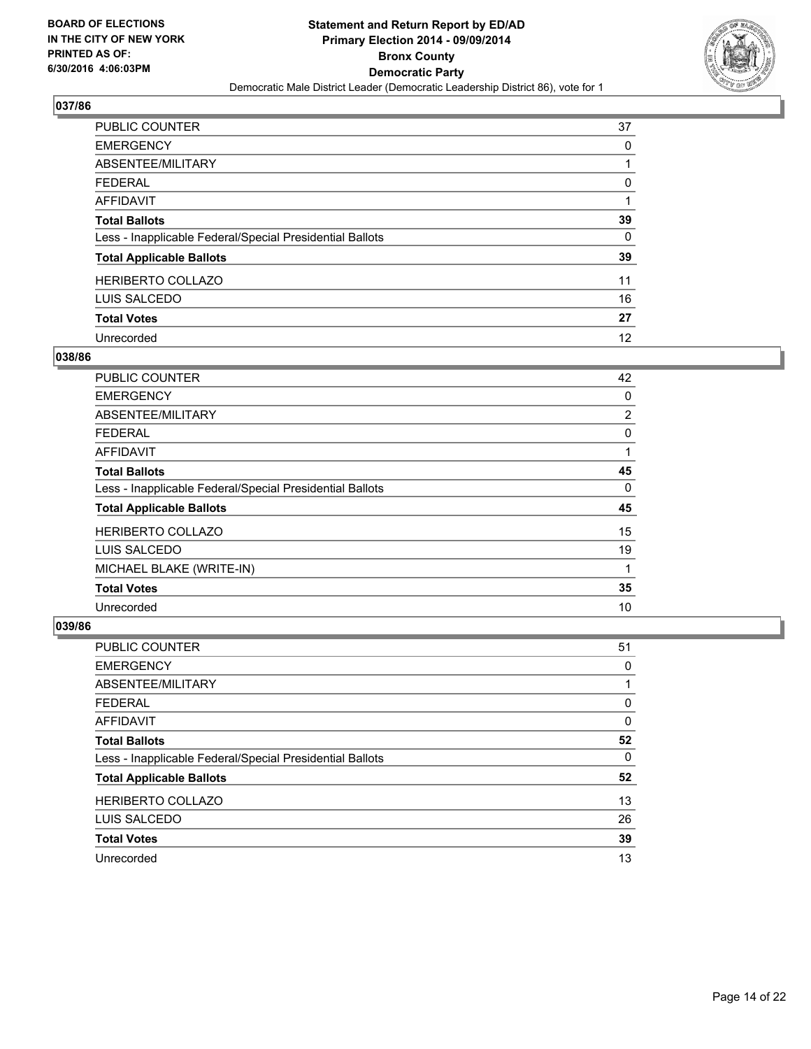BOARD OF ELECTIONS
IN THE CITY OF NEW YORK
PRINTED AS OF:
6/30/2016 4:06:03PM

**Statement and Return Report by ED/AD**
**Primary Election 2014 - 09/09/2014**
**Bronx County**
**Democratic Party**
Democratic Male District Leader (Democratic Leadership District 86), vote for 1

## 037/86

| | |
|---|---|
| PUBLIC COUNTER | 37 |
| EMERGENCY | 0 |
| ABSENTEE/MILITARY | 1 |
| FEDERAL | 0 |
| AFFIDAVIT | 1 |
| **Total Ballots** | **39** |
| Less - Inapplicable Federal/Special Presidential Ballots | 0 |
| **Total Applicable Ballots** | **39** |
| HERIBERTO COLLAZO | 11 |
| LUIS SALCEDO | 16 |
| **Total Votes** | **27** |
| Unrecorded | 12 |

## 038/86

| | |
|---|---|
| PUBLIC COUNTER | 42 |
| EMERGENCY | 0 |
| ABSENTEE/MILITARY | 2 |
| FEDERAL | 0 |
| AFFIDAVIT | 1 |
| **Total Ballots** | **45** |
| Less - Inapplicable Federal/Special Presidential Ballots | 0 |
| **Total Applicable Ballots** | **45** |
| HERIBERTO COLLAZO | 15 |
| LUIS SALCEDO | 19 |
| MICHAEL BLAKE (WRITE-IN) | 1 |
| **Total Votes** | **35** |
| Unrecorded | 10 |

## 039/86

| | |
|---|---|
| PUBLIC COUNTER | 51 |
| EMERGENCY | 0 |
| ABSENTEE/MILITARY | 1 |
| FEDERAL | 0 |
| AFFIDAVIT | 0 |
| **Total Ballots** | **52** |
| Less - Inapplicable Federal/Special Presidential Ballots | 0 |
| **Total Applicable Ballots** | **52** |
| HERIBERTO COLLAZO | 13 |
| LUIS SALCEDO | 26 |
| **Total Votes** | **39** |
| Unrecorded | 13 |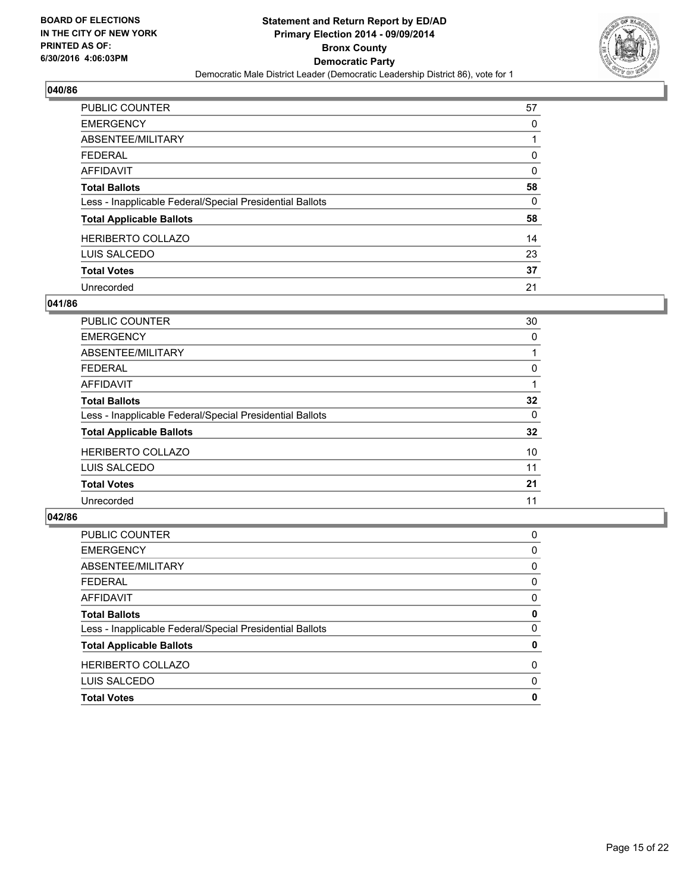## 040/86

| | |
|---|---|
| PUBLIC COUNTER | 57 |
| EMERGENCY | 0 |
| ABSENTEE/MILITARY | 1 |
| FEDERAL | 0 |
| AFFIDAVIT | 0 |
| **Total Ballots** | **58** |
| Less - Inapplicable Federal/Special Presidential Ballots | 0 |
| **Total Applicable Ballots** | **58** |
| HERIBERTO COLLAZO | 14 |
| LUIS SALCEDO | 23 |
| **Total Votes** | **37** |
| Unrecorded | 21 |

## 041/86

| | |
|---|---|
| PUBLIC COUNTER | 30 |
| EMERGENCY | 0 |
| ABSENTEE/MILITARY | 1 |
| FEDERAL | 0 |
| AFFIDAVIT | 1 |
| **Total Ballots** | **32** |
| Less - Inapplicable Federal/Special Presidential Ballots | 0 |
| **Total Applicable Ballots** | **32** |
| HERIBERTO COLLAZO | 10 |
| LUIS SALCEDO | 11 |
| **Total Votes** | **21** |
| Unrecorded | 11 |

## 042/86

| | |
|---|---|
| PUBLIC COUNTER | 0 |
| EMERGENCY | 0 |
| ABSENTEE/MILITARY | 0 |
| FEDERAL | 0 |
| AFFIDAVIT | 0 |
| **Total Ballots** | **0** |
| Less - Inapplicable Federal/Special Presidential Ballots | 0 |
| **Total Applicable Ballots** | **0** |
| HERIBERTO COLLAZO | 0 |
| LUIS SALCEDO | 0 |
| **Total Votes** | **0** |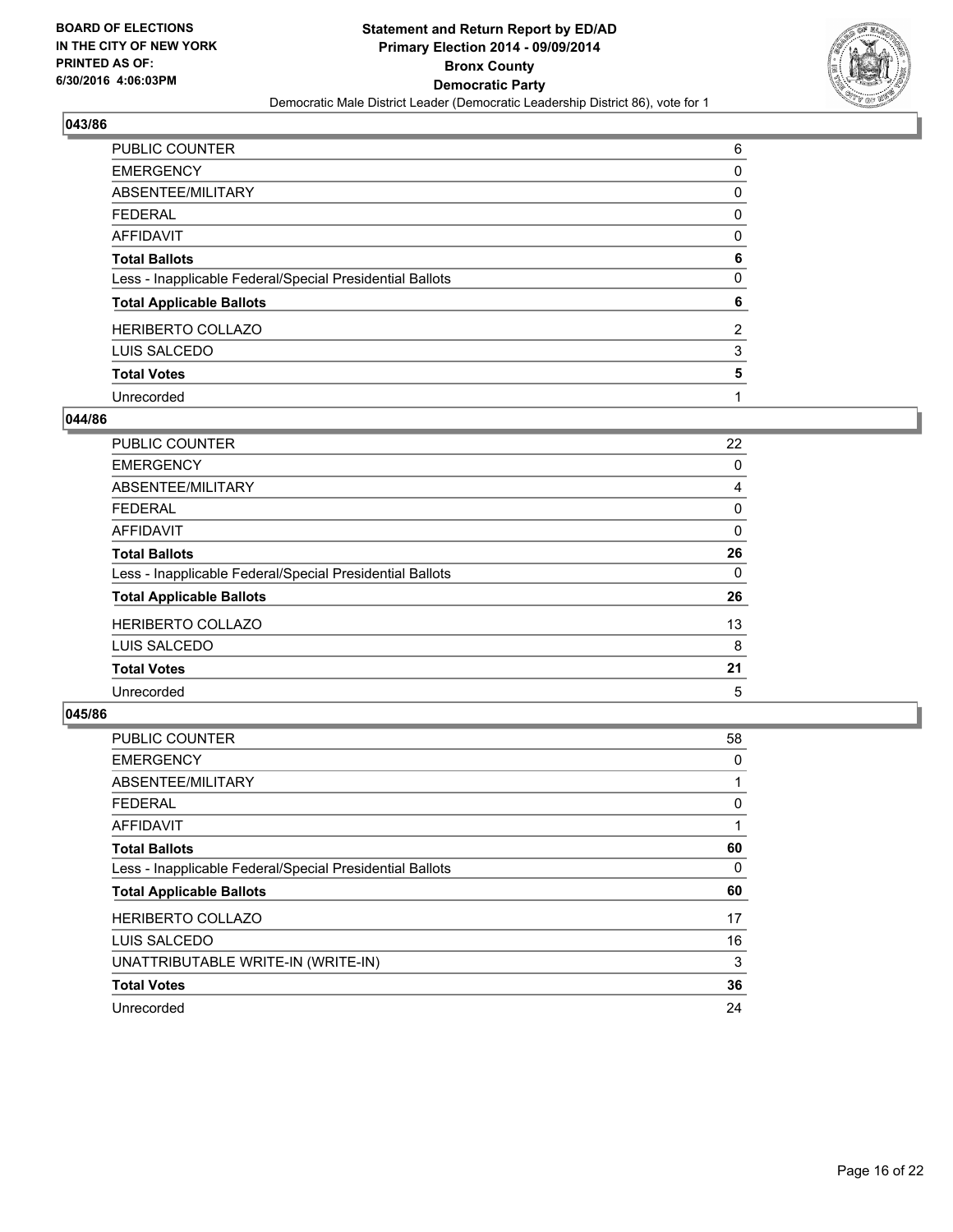**BOARD OF ELECTIONS IN THE CITY OF NEW YORK PRINTED AS OF: 6/30/2016 4:06:03PM**

**Statement and Return Report by ED/AD Primary Election 2014 - 09/09/2014 Bronx County Democratic Party**

Democratic Male District Leader (Democratic Leadership District 86), vote for 1

## 043/86

| | |
|---|---|
| PUBLIC COUNTER | 6 |
| EMERGENCY | 0 |
| ABSENTEE/MILITARY | 0 |
| FEDERAL | 0 |
| AFFIDAVIT | 0 |
| **Total Ballots** | **6** |
| Less - Inapplicable Federal/Special Presidential Ballots | 0 |
| **Total Applicable Ballots** | **6** |
| HERIBERTO COLLAZO | 2 |
| LUIS SALCEDO | 3 |
| **Total Votes** | **5** |
| Unrecorded | 1 |

## 044/86

| | |
|---|---|
| PUBLIC COUNTER | 22 |
| EMERGENCY | 0 |
| ABSENTEE/MILITARY | 4 |
| FEDERAL | 0 |
| AFFIDAVIT | 0 |
| **Total Ballots** | **26** |
| Less - Inapplicable Federal/Special Presidential Ballots | 0 |
| **Total Applicable Ballots** | **26** |
| HERIBERTO COLLAZO | 13 |
| LUIS SALCEDO | 8 |
| **Total Votes** | **21** |
| Unrecorded | 5 |

## 045/86

| | |
|---|---|
| PUBLIC COUNTER | 58 |
| EMERGENCY | 0 |
| ABSENTEE/MILITARY | 1 |
| FEDERAL | 0 |
| AFFIDAVIT | 1 |
| **Total Ballots** | **60** |
| Less - Inapplicable Federal/Special Presidential Ballots | 0 |
| **Total Applicable Ballots** | **60** |
| HERIBERTO COLLAZO | 17 |
| LUIS SALCEDO | 16 |
| UNATTRIBUTABLE WRITE-IN (WRITE-IN) | 3 |
| **Total Votes** | **36** |
| Unrecorded | 24 |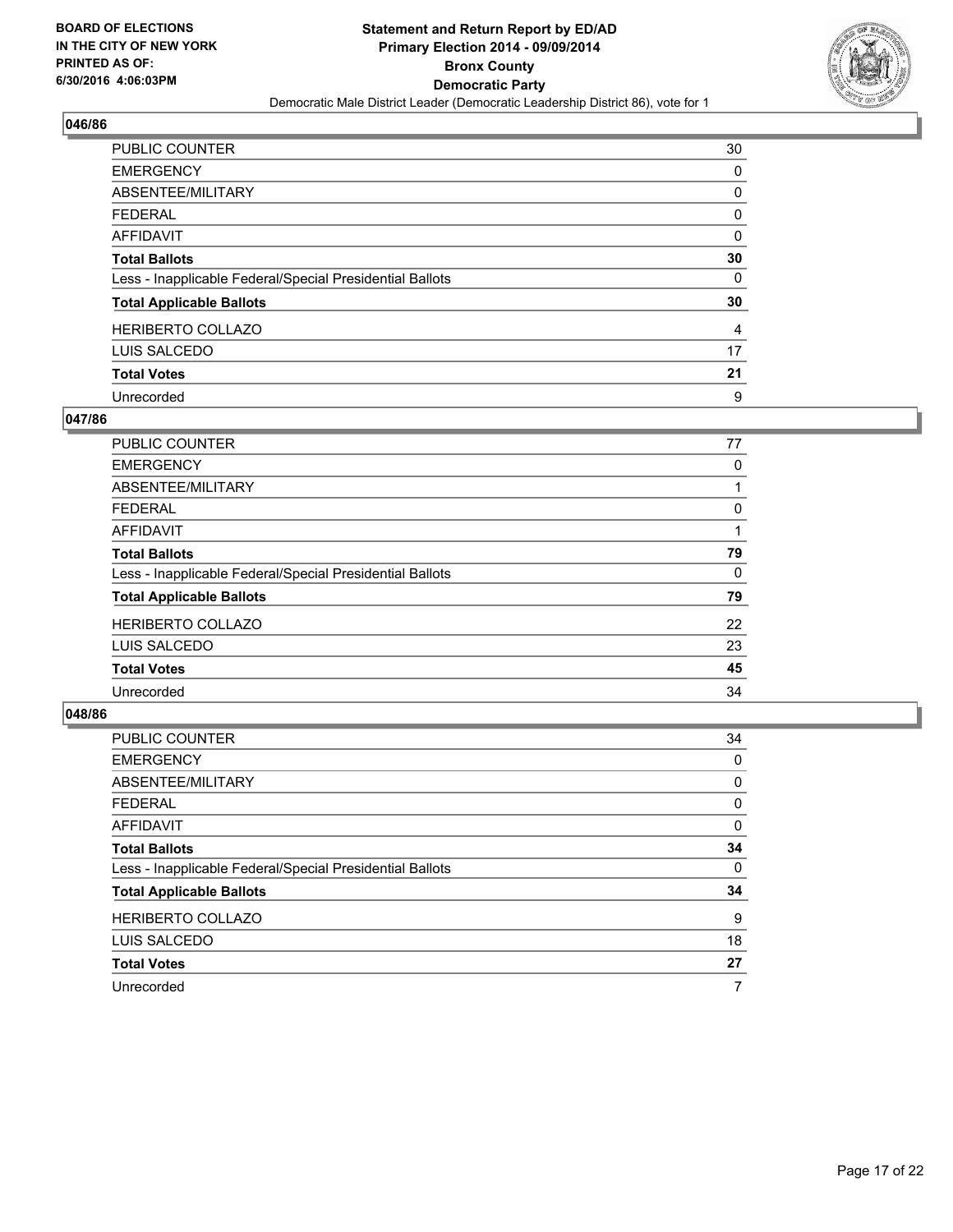**BOARD OF ELECTIONS IN THE CITY OF NEW YORK PRINTED AS OF: 6/30/2016 4:06:03PM**

**Statement and Return Report by ED/AD**
**Primary Election 2014 - 09/09/2014**
**Bronx County**
**Democratic Party**
Democratic Male District Leader (Democratic Leadership District 86), vote for 1

## 046/86

| | |
|---|---|
| PUBLIC COUNTER | 30 |
| EMERGENCY | 0 |
| ABSENTEE/MILITARY | 0 |
| FEDERAL | 0 |
| AFFIDAVIT | 0 |
| **Total Ballots** | **30** |
| Less - Inapplicable Federal/Special Presidential Ballots | 0 |
| **Total Applicable Ballots** | **30** |
| HERIBERTO COLLAZO | 4 |
| LUIS SALCEDO | 17 |
| **Total Votes** | **21** |
| Unrecorded | 9 |

## 047/86

| | |
|---|---|
| PUBLIC COUNTER | 77 |
| EMERGENCY | 0 |
| ABSENTEE/MILITARY | 1 |
| FEDERAL | 0 |
| AFFIDAVIT | 1 |
| **Total Ballots** | **79** |
| Less - Inapplicable Federal/Special Presidential Ballots | 0 |
| **Total Applicable Ballots** | **79** |
| HERIBERTO COLLAZO | 22 |
| LUIS SALCEDO | 23 |
| **Total Votes** | **45** |
| Unrecorded | 34 |

## 048/86

| | |
|---|---|
| PUBLIC COUNTER | 34 |
| EMERGENCY | 0 |
| ABSENTEE/MILITARY | 0 |
| FEDERAL | 0 |
| AFFIDAVIT | 0 |
| **Total Ballots** | **34** |
| Less - Inapplicable Federal/Special Presidential Ballots | 0 |
| **Total Applicable Ballots** | **34** |
| HERIBERTO COLLAZO | 9 |
| LUIS SALCEDO | 18 |
| **Total Votes** | **27** |
| Unrecorded | 7 |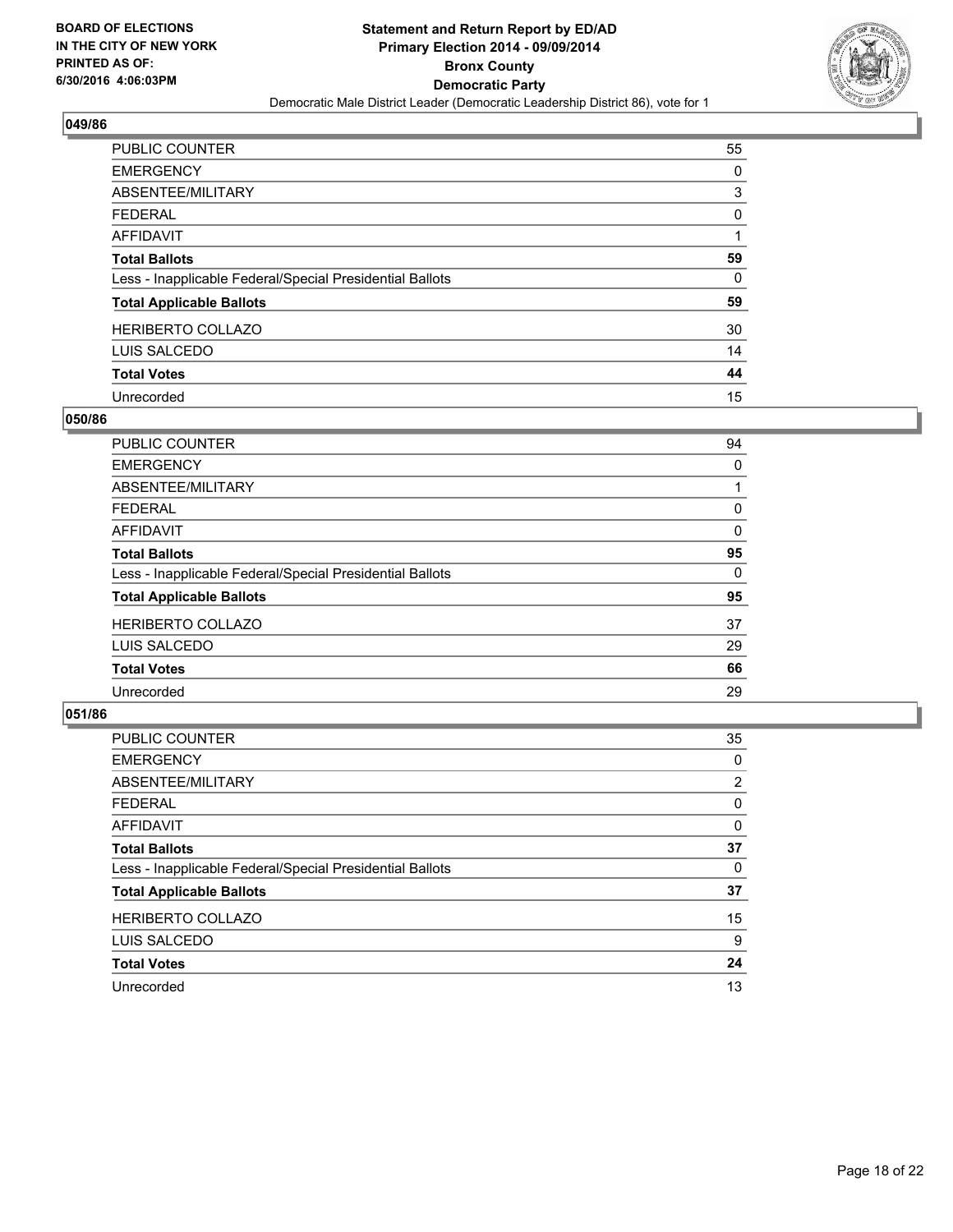## 049/86

| | |
|---|---|
| PUBLIC COUNTER | 55 |
| EMERGENCY | 0 |
| ABSENTEE/MILITARY | 3 |
| FEDERAL | 0 |
| AFFIDAVIT | 1 |
| **Total Ballots** | **59** |
| Less - Inapplicable Federal/Special Presidential Ballots | 0 |
| **Total Applicable Ballots** | **59** |
| HERIBERTO COLLAZO | 30 |
| LUIS SALCEDO | 14 |
| **Total Votes** | **44** |
| Unrecorded | 15 |

## 050/86

| | |
|---|---|
| PUBLIC COUNTER | 94 |
| EMERGENCY | 0 |
| ABSENTEE/MILITARY | 1 |
| FEDERAL | 0 |
| AFFIDAVIT | 0 |
| **Total Ballots** | **95** |
| Less - Inapplicable Federal/Special Presidential Ballots | 0 |
| **Total Applicable Ballots** | **95** |
| HERIBERTO COLLAZO | 37 |
| LUIS SALCEDO | 29 |
| **Total Votes** | **66** |
| Unrecorded | 29 |

## 051/86

| | |
|---|---|
| PUBLIC COUNTER | 35 |
| EMERGENCY | 0 |
| ABSENTEE/MILITARY | 2 |
| FEDERAL | 0 |
| AFFIDAVIT | 0 |
| **Total Ballots** | **37** |
| Less - Inapplicable Federal/Special Presidential Ballots | 0 |
| **Total Applicable Ballots** | **37** |
| HERIBERTO COLLAZO | 15 |
| LUIS SALCEDO | 9 |
| **Total Votes** | **24** |
| Unrecorded | 13 |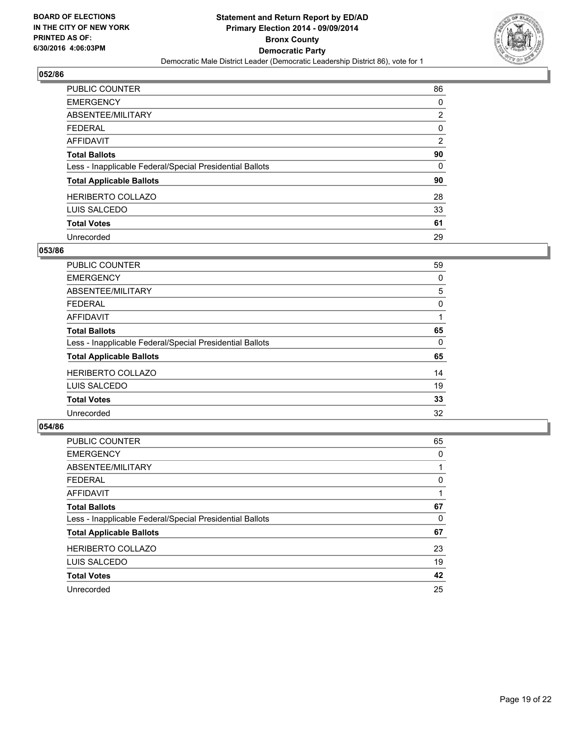**BOARD OF ELECTIONS IN THE CITY OF NEW YORK PRINTED AS OF: 6/30/2016 4:06:03PM**

**Statement and Return Report by ED/AD**
**Primary Election 2014 - 09/09/2014**
**Bronx County**
**Democratic Party**
Democratic Male District Leader (Democratic Leadership District 86), vote for 1

### 052/86

| | |
|---|---|
| PUBLIC COUNTER | 86 |
| EMERGENCY | 0 |
| ABSENTEE/MILITARY | 2 |
| FEDERAL | 0 |
| AFFIDAVIT | 2 |
| **Total Ballots** | **90** |
| Less - Inapplicable Federal/Special Presidential Ballots | 0 |
| **Total Applicable Ballots** | **90** |
| HERIBERTO COLLAZO | 28 |
| LUIS SALCEDO | 33 |
| **Total Votes** | **61** |
| Unrecorded | 29 |

### 053/86

| | |
|---|---|
| PUBLIC COUNTER | 59 |
| EMERGENCY | 0 |
| ABSENTEE/MILITARY | 5 |
| FEDERAL | 0 |
| AFFIDAVIT | 1 |
| **Total Ballots** | **65** |
| Less - Inapplicable Federal/Special Presidential Ballots | 0 |
| **Total Applicable Ballots** | **65** |
| HERIBERTO COLLAZO | 14 |
| LUIS SALCEDO | 19 |
| **Total Votes** | **33** |
| Unrecorded | 32 |

### 054/86

| | |
|---|---|
| PUBLIC COUNTER | 65 |
| EMERGENCY | 0 |
| ABSENTEE/MILITARY | 1 |
| FEDERAL | 0 |
| AFFIDAVIT | 1 |
| **Total Ballots** | **67** |
| Less - Inapplicable Federal/Special Presidential Ballots | 0 |
| **Total Applicable Ballots** | **67** |
| HERIBERTO COLLAZO | 23 |
| LUIS SALCEDO | 19 |
| **Total Votes** | **42** |
| Unrecorded | 25 |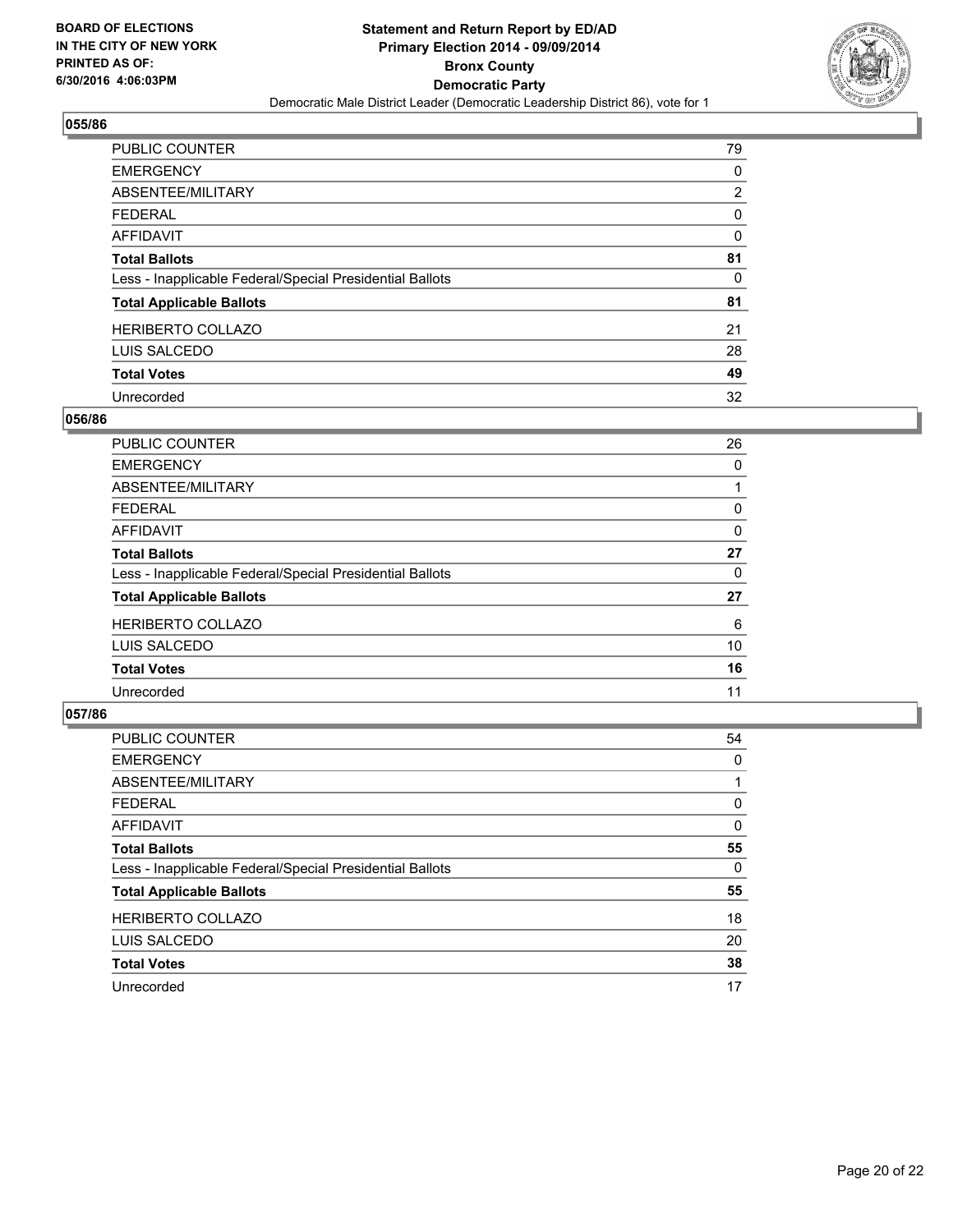## 055/86

| | |
|---|---|
| PUBLIC COUNTER | 79 |
| EMERGENCY | 0 |
| ABSENTEE/MILITARY | 2 |
| FEDERAL | 0 |
| AFFIDAVIT | 0 |
| **Total Ballots** | **81** |
| Less - Inapplicable Federal/Special Presidential Ballots | 0 |
| **Total Applicable Ballots** | **81** |
| HERIBERTO COLLAZO | 21 |
| LUIS SALCEDO | 28 |
| **Total Votes** | **49** |
| Unrecorded | 32 |

## 056/86

| | |
|---|---|
| PUBLIC COUNTER | 26 |
| EMERGENCY | 0 |
| ABSENTEE/MILITARY | 1 |
| FEDERAL | 0 |
| AFFIDAVIT | 0 |
| **Total Ballots** | **27** |
| Less - Inapplicable Federal/Special Presidential Ballots | 0 |
| **Total Applicable Ballots** | **27** |
| HERIBERTO COLLAZO | 6 |
| LUIS SALCEDO | 10 |
| **Total Votes** | **16** |
| Unrecorded | 11 |

## 057/86

| | |
|---|---|
| PUBLIC COUNTER | 54 |
| EMERGENCY | 0 |
| ABSENTEE/MILITARY | 1 |
| FEDERAL | 0 |
| AFFIDAVIT | 0 |
| **Total Ballots** | **55** |
| Less - Inapplicable Federal/Special Presidential Ballots | 0 |
| **Total Applicable Ballots** | **55** |
| HERIBERTO COLLAZO | 18 |
| LUIS SALCEDO | 20 |
| **Total Votes** | **38** |
| Unrecorded | 17 |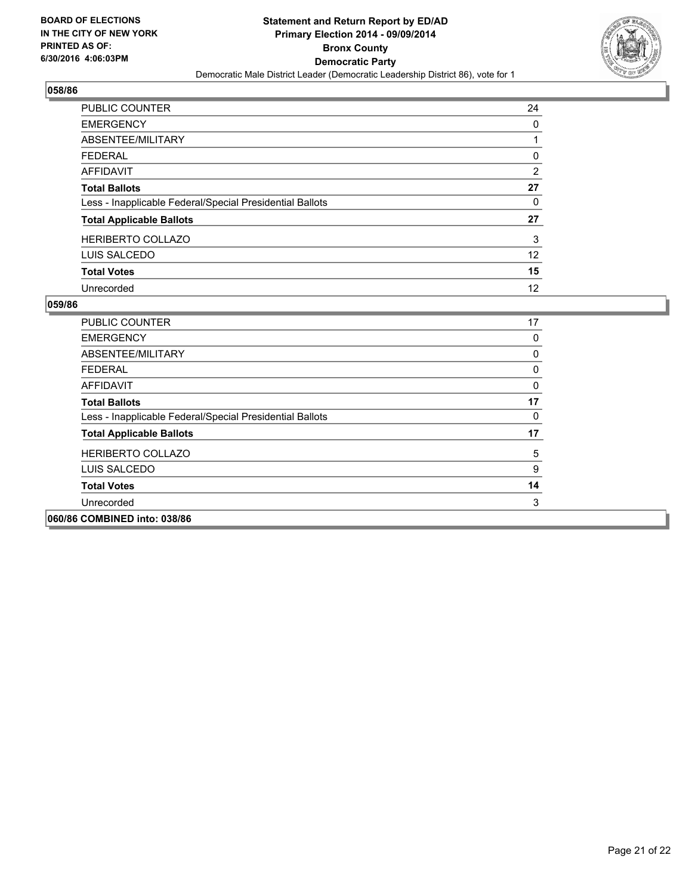## 058/86

| | |
|---|---|
| PUBLIC COUNTER | 24 |
| EMERGENCY | 0 |
| ABSENTEE/MILITARY | 1 |
| FEDERAL | 0 |
| AFFIDAVIT | 2 |
| **Total Ballots** | **27** |
| Less - Inapplicable Federal/Special Presidential Ballots | 0 |
| **Total Applicable Ballots** | **27** |
| HERIBERTO COLLAZO | 3 |
| LUIS SALCEDO | 12 |
| **Total Votes** | **15** |
| Unrecorded | 12 |

## 059/86

| | |
|---|---|
| PUBLIC COUNTER | 17 |
| EMERGENCY | 0 |
| ABSENTEE/MILITARY | 0 |
| FEDERAL | 0 |
| AFFIDAVIT | 0 |
| **Total Ballots** | **17** |
| Less - Inapplicable Federal/Special Presidential Ballots | 0 |
| **Total Applicable Ballots** | **17** |
| HERIBERTO COLLAZO | 5 |
| LUIS SALCEDO | 9 |
| **Total Votes** | **14** |
| Unrecorded | 3 |

## 060/86 COMBINED into: 038/86